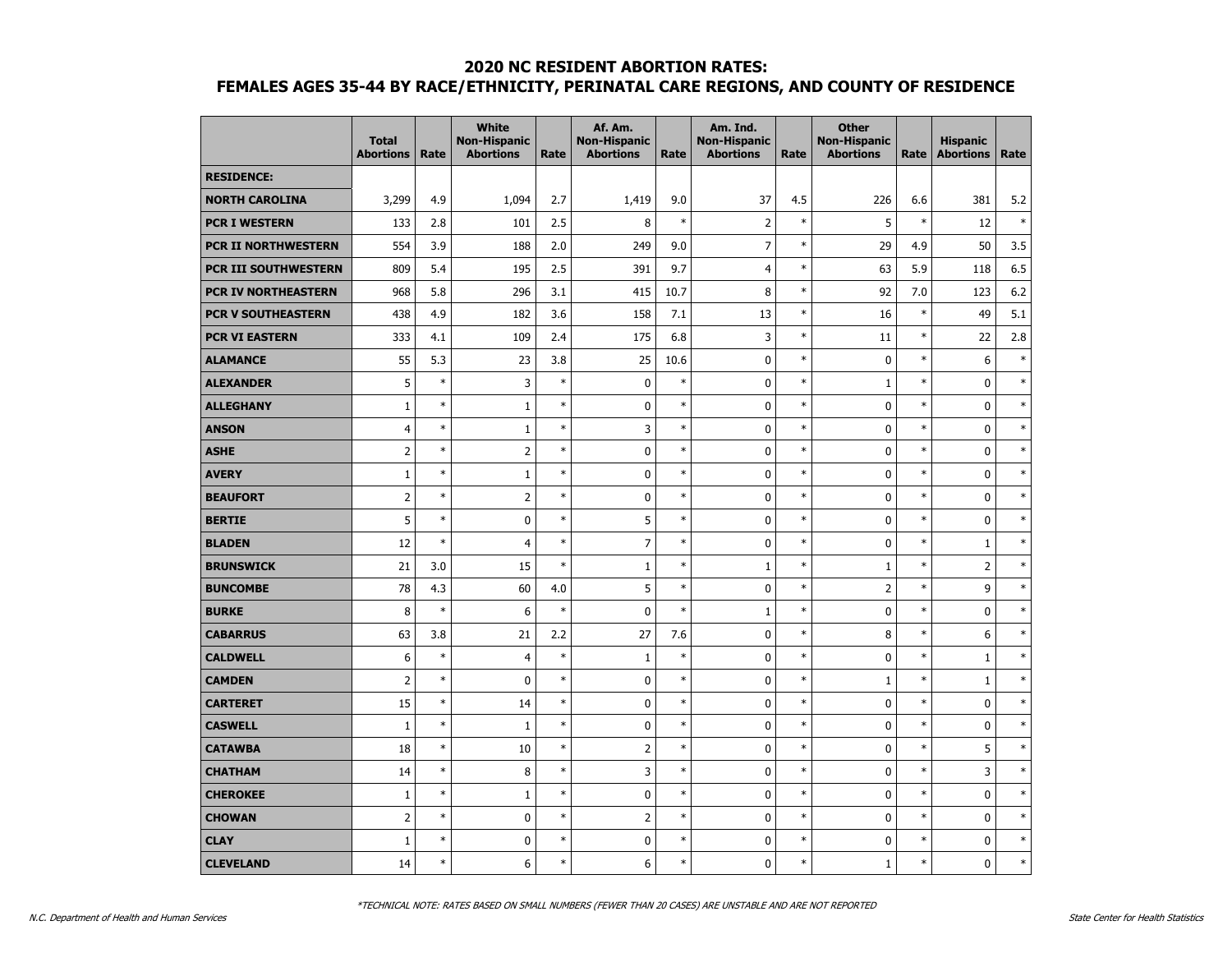## 2020 NC RESIDENT ABORTION RATES:
## FEMALES AGES 35-44 BY RACE/ETHNICITY, PERINATAL CARE REGIONS, AND COUNTY OF RESIDENCE

| | Total Abortions | Rate | White Non-Hispanic Abortions | Rate | Af. Am. Non-Hispanic Abortions | Rate | Am. Ind. Non-Hispanic Abortions | Rate | Other Non-Hispanic Abortions | Rate | Hispanic Abortions | Rate |
|---|---|---|---|---|---|---|---|---|---|---|---|---|
| **RESIDENCE:** | | | | | | | | | | | | |
| **NORTH CAROLINA** | 3,299 | 4.9 | 1,094 | 2.7 | 1,419 | 9.0 | 37 | 4.5 | 226 | 6.6 | 381 | 5.2 |
| **PCR I WESTERN** | 133 | 2.8 | 101 | 2.5 | 8 | * | 2 | * | 5 | * | 12 | * |
| **PCR II NORTHWESTERN** | 554 | 3.9 | 188 | 2.0 | 249 | 9.0 | 7 | * | 29 | 4.9 | 50 | 3.5 |
| **PCR III SOUTHWESTERN** | 809 | 5.4 | 195 | 2.5 | 391 | 9.7 | 4 | * | 63 | 5.9 | 118 | 6.5 |
| **PCR IV NORTHEASTERN** | 968 | 5.8 | 296 | 3.1 | 415 | 10.7 | 8 | * | 92 | 7.0 | 123 | 6.2 |
| **PCR V SOUTHEASTERN** | 438 | 4.9 | 182 | 3.6 | 158 | 7.1 | 13 | * | 16 | * | 49 | 5.1 |
| **PCR VI EASTERN** | 333 | 4.1 | 109 | 2.4 | 175 | 6.8 | 3 | * | 11 | * | 22 | 2.8 |
| **ALAMANCE** | 55 | 5.3 | 23 | 3.8 | 25 | 10.6 | 0 | * | 0 | * | 6 | * |
| **ALEXANDER** | 5 | * | 3 | * | 0 | * | 0 | * | 1 | * | 0 | * |
| **ALLEGHANY** | 1 | * | 1 | * | 0 | * | 0 | * | 0 | * | 0 | * |
| **ANSON** | 4 | * | 1 | * | 3 | * | 0 | * | 0 | * | 0 | * |
| **ASHE** | 2 | * | 2 | * | 0 | * | 0 | * | 0 | * | 0 | * |
| **AVERY** | 1 | * | 1 | * | 0 | * | 0 | * | 0 | * | 0 | * |
| **BEAUFORT** | 2 | * | 2 | * | 0 | * | 0 | * | 0 | * | 0 | * |
| **BERTIE** | 5 | * | 0 | * | 5 | * | 0 | * | 0 | * | 0 | * |
| **BLADEN** | 12 | * | 4 | * | 7 | * | 0 | * | 0 | * | 1 | * |
| **BRUNSWICK** | 21 | 3.0 | 15 | * | 1 | * | 1 | * | 1 | * | 2 | * |
| **BUNCOMBE** | 78 | 4.3 | 60 | 4.0 | 5 | * | 0 | * | 2 | * | 9 | * |
| **BURKE** | 8 | * | 6 | * | 0 | * | 1 | * | 0 | * | 0 | * |
| **CABARRUS** | 63 | 3.8 | 21 | 2.2 | 27 | 7.6 | 0 | * | 8 | * | 6 | * |
| **CALDWELL** | 6 | * | 4 | * | 1 | * | 0 | * | 0 | * | 1 | * |
| **CAMDEN** | 2 | * | 0 | * | 0 | * | 0 | * | 1 | * | 1 | * |
| **CARTERET** | 15 | * | 14 | * | 0 | * | 0 | * | 0 | * | 0 | * |
| **CASWELL** | 1 | * | 1 | * | 0 | * | 0 | * | 0 | * | 0 | * |
| **CATAWBA** | 18 | * | 10 | * | 2 | * | 0 | * | 0 | * | 5 | * |
| **CHATHAM** | 14 | * | 8 | * | 3 | * | 0 | * | 0 | * | 3 | * |
| **CHEROKEE** | 1 | * | 1 | * | 0 | * | 0 | * | 0 | * | 0 | * |
| **CHOWAN** | 2 | * | 0 | * | 2 | * | 0 | * | 0 | * | 0 | * |
| **CLAY** | 1 | * | 0 | * | 0 | * | 0 | * | 0 | * | 0 | * |
| **CLEVELAND** | 14 | * | 6 | * | 6 | * | 0 | * | 1 | * | 0 | * |

*TECHNICAL NOTE: RATES BASED ON SMALL NUMBERS (FEWER THAN 20 CASES) ARE UNSTABLE AND ARE NOT REPORTED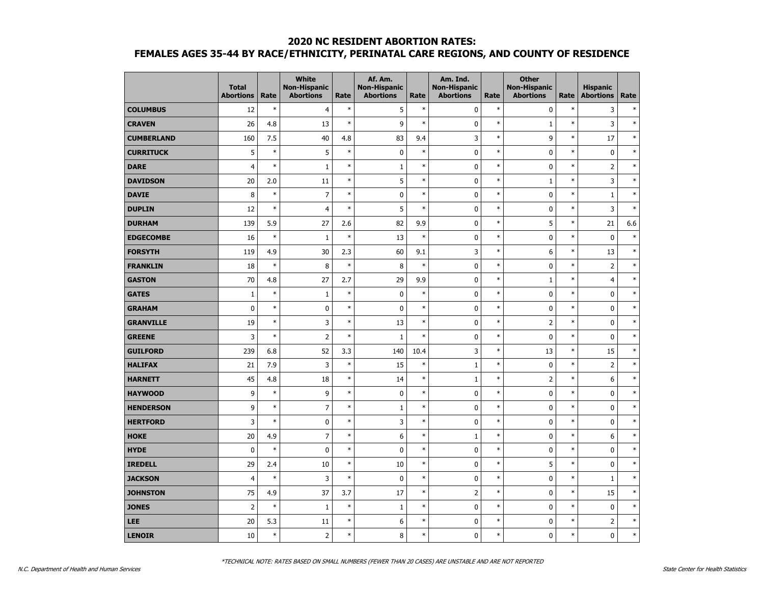## 2020 NC RESIDENT ABORTION RATES:
## FEMALES AGES 35-44 BY RACE/ETHNICITY, PERINATAL CARE REGIONS, AND COUNTY OF RESIDENCE

| | Total Abortions | Rate | White Non-Hispanic Abortions | Rate | Af. Am. Non-Hispanic Abortions | Rate | Am. Ind. Non-Hispanic Abortions | Rate | Other Non-Hispanic Abortions | Rate | Hispanic Abortions | Rate |
|---|---|---|---|---|---|---|---|---|---|---|---|---|
| **COLUMBUS** | 12 | * | 4 | * | 5 | * | 0 | * | 0 | * | 3 | * |
| **CRAVEN** | 26 | 4.8 | 13 | * | 9 | * | 0 | * | 1 | * | 3 | * |
| **CUMBERLAND** | 160 | 7.5 | 40 | 4.8 | 83 | 9.4 | 3 | * | 9 | * | 17 | * |
| **CURRITUCK** | 5 | * | 5 | * | 0 | * | 0 | * | 0 | * | 0 | * |
| **DARE** | 4 | * | 1 | * | 1 | * | 0 | * | 0 | * | 2 | * |
| **DAVIDSON** | 20 | 2.0 | 11 | * | 5 | * | 0 | * | 1 | * | 3 | * |
| **DAVIE** | 8 | * | 7 | * | 0 | * | 0 | * | 0 | * | 1 | * |
| **DUPLIN** | 12 | * | 4 | * | 5 | * | 0 | * | 0 | * | 3 | * |
| **DURHAM** | 139 | 5.9 | 27 | 2.6 | 82 | 9.9 | 0 | * | 5 | * | 21 | 6.6 |
| **EDGECOMBE** | 16 | * | 1 | * | 13 | * | 0 | * | 0 | * | 0 | * |
| **FORSYTH** | 119 | 4.9 | 30 | 2.3 | 60 | 9.1 | 3 | * | 6 | * | 13 | * |
| **FRANKLIN** | 18 | * | 8 | * | 8 | * | 0 | * | 0 | * | 2 | * |
| **GASTON** | 70 | 4.8 | 27 | 2.7 | 29 | 9.9 | 0 | * | 1 | * | 4 | * |
| **GATES** | 1 | * | 1 | * | 0 | * | 0 | * | 0 | * | 0 | * |
| **GRAHAM** | 0 | * | 0 | * | 0 | * | 0 | * | 0 | * | 0 | * |
| **GRANVILLE** | 19 | * | 3 | * | 13 | * | 0 | * | 2 | * | 0 | * |
| **GREENE** | 3 | * | 2 | * | 1 | * | 0 | * | 0 | * | 0 | * |
| **GUILFORD** | 239 | 6.8 | 52 | 3.3 | 140 | 10.4 | 3 | * | 13 | * | 15 | * |
| **HALIFAX** | 21 | 7.9 | 3 | * | 15 | * | 1 | * | 0 | * | 2 | * |
| **HARNETT** | 45 | 4.8 | 18 | * | 14 | * | 1 | * | 2 | * | 6 | * |
| **HAYWOOD** | 9 | * | 9 | * | 0 | * | 0 | * | 0 | * | 0 | * |
| **HENDERSON** | 9 | * | 7 | * | 1 | * | 0 | * | 0 | * | 0 | * |
| **HERTFORD** | 3 | * | 0 | * | 3 | * | 0 | * | 0 | * | 0 | * |
| **HOKE** | 20 | 4.9 | 7 | * | 6 | * | 1 | * | 0 | * | 6 | * |
| **HYDE** | 0 | * | 0 | * | 0 | * | 0 | * | 0 | * | 0 | * |
| **IREDELL** | 29 | 2.4 | 10 | * | 10 | * | 0 | * | 5 | * | 0 | * |
| **JACKSON** | 4 | * | 3 | * | 0 | * | 0 | * | 0 | * | 1 | * |
| **JOHNSTON** | 75 | 4.9 | 37 | 3.7 | 17 | * | 2 | * | 0 | * | 15 | * |
| **JONES** | 2 | * | 1 | * | 1 | * | 0 | * | 0 | * | 0 | * |
| **LEE** | 20 | 5.3 | 11 | * | 6 | * | 0 | * | 0 | * | 2 | * |
| **LENOIR** | 10 | * | 2 | * | 8 | * | 0 | * | 0 | * | 0 | * |

*TECHNICAL NOTE: RATES BASED ON SMALL NUMBERS (FEWER THAN 20 CASES) ARE UNSTABLE AND ARE NOT REPORTED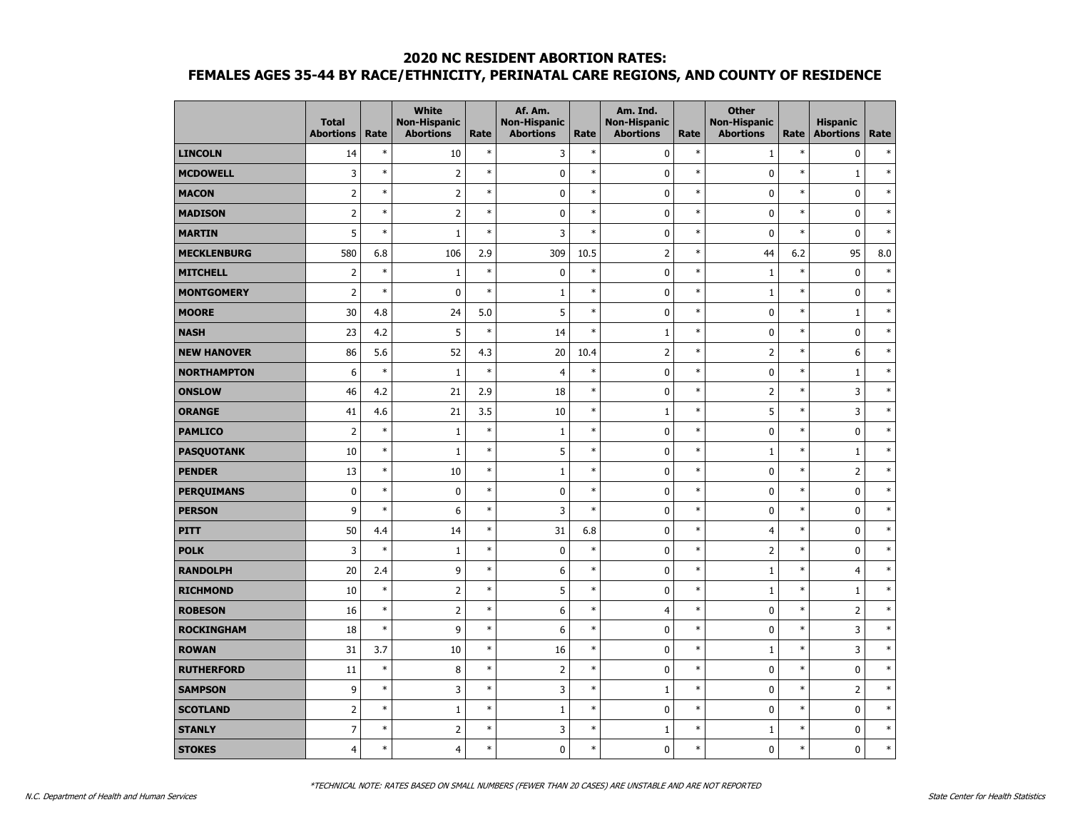## 2020 NC RESIDENT ABORTION RATES:
## FEMALES AGES 35-44 BY RACE/ETHNICITY, PERINATAL CARE REGIONS, AND COUNTY OF RESIDENCE

| | Total Abortions | Rate | White Non-Hispanic Abortions | Rate | Af. Am. Non-Hispanic Abortions | Rate | Am. Ind. Non-Hispanic Abortions | Rate | Other Non-Hispanic Abortions | Rate | Hispanic Abortions | Rate |
|---|---|---|---|---|---|---|---|---|---|---|---|---|
| **LINCOLN** | 14 | * | 10 | * | 3 | * | 0 | * | 1 | * | 0 | * |
| **MCDOWELL** | 3 | * | 2 | * | 0 | * | 0 | * | 0 | * | 1 | * |
| **MACON** | 2 | * | 2 | * | 0 | * | 0 | * | 0 | * | 0 | * |
| **MADISON** | 2 | * | 2 | * | 0 | * | 0 | * | 0 | * | 0 | * |
| **MARTIN** | 5 | * | 1 | * | 3 | * | 0 | * | 0 | * | 0 | * |
| **MECKLENBURG** | 580 | 6.8 | 106 | 2.9 | 309 | 10.5 | 2 | * | 44 | 6.2 | 95 | 8.0 |
| **MITCHELL** | 2 | * | 1 | * | 0 | * | 0 | * | 1 | * | 0 | * |
| **MONTGOMERY** | 2 | * | 0 | * | 1 | * | 0 | * | 1 | * | 0 | * |
| **MOORE** | 30 | 4.8 | 24 | 5.0 | 5 | * | 0 | * | 0 | * | 1 | * |
| **NASH** | 23 | 4.2 | 5 | * | 14 | * | 1 | * | 0 | * | 0 | * |
| **NEW HANOVER** | 86 | 5.6 | 52 | 4.3 | 20 | 10.4 | 2 | * | 2 | * | 6 | * |
| **NORTHAMPTON** | 6 | * | 1 | * | 4 | * | 0 | * | 0 | * | 1 | * |
| **ONSLOW** | 46 | 4.2 | 21 | 2.9 | 18 | * | 0 | * | 2 | * | 3 | * |
| **ORANGE** | 41 | 4.6 | 21 | 3.5 | 10 | * | 1 | * | 5 | * | 3 | * |
| **PAMLICO** | 2 | * | 1 | * | 1 | * | 0 | * | 0 | * | 0 | * |
| **PASQUOTANK** | 10 | * | 1 | * | 5 | * | 0 | * | 1 | * | 1 | * |
| **PENDER** | 13 | * | 10 | * | 1 | * | 0 | * | 0 | * | 2 | * |
| **PERQUIMANS** | 0 | * | 0 | * | 0 | * | 0 | * | 0 | * | 0 | * |
| **PERSON** | 9 | * | 6 | * | 3 | * | 0 | * | 0 | * | 0 | * |
| **PITT** | 50 | 4.4 | 14 | * | 31 | 6.8 | 0 | * | 4 | * | 0 | * |
| **POLK** | 3 | * | 1 | * | 0 | * | 0 | * | 2 | * | 0 | * |
| **RANDOLPH** | 20 | 2.4 | 9 | * | 6 | * | 0 | * | 1 | * | 4 | * |
| **RICHMOND** | 10 | * | 2 | * | 5 | * | 0 | * | 1 | * | 1 | * |
| **ROBESON** | 16 | * | 2 | * | 6 | * | 4 | * | 0 | * | 2 | * |
| **ROCKINGHAM** | 18 | * | 9 | * | 6 | * | 0 | * | 0 | * | 3 | * |
| **ROWAN** | 31 | 3.7 | 10 | * | 16 | * | 0 | * | 1 | * | 3 | * |
| **RUTHERFORD** | 11 | * | 8 | * | 2 | * | 0 | * | 0 | * | 0 | * |
| **SAMPSON** | 9 | * | 3 | * | 3 | * | 1 | * | 0 | * | 2 | * |
| **SCOTLAND** | 2 | * | 1 | * | 1 | * | 0 | * | 0 | * | 0 | * |
| **STANLY** | 7 | * | 2 | * | 3 | * | 1 | * | 1 | * | 0 | * |
| **STOKES** | 4 | * | 4 | * | 0 | * | 0 | * | 0 | * | 0 | * |

*TECHNICAL NOTE: RATES BASED ON SMALL NUMBERS (FEWER THAN 20 CASES) ARE UNSTABLE AND ARE NOT REPORTED

N.C. Department of Health and Human Services

State Center for Health Statistics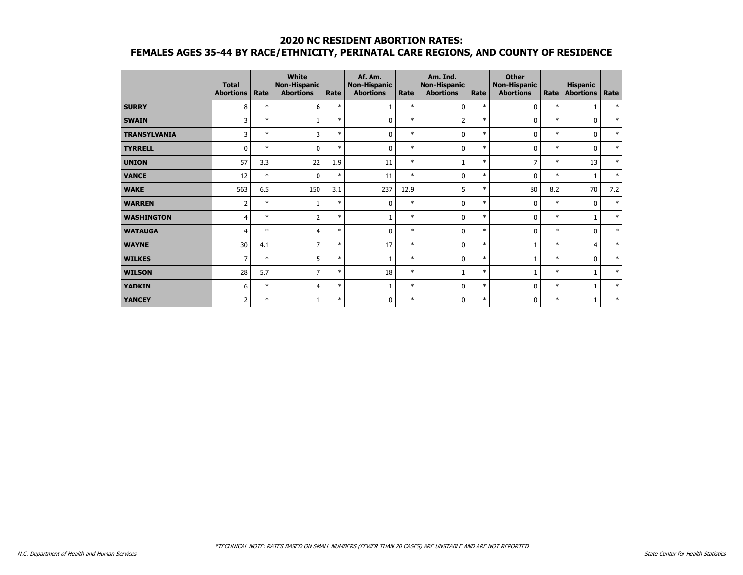## 2020 NC RESIDENT ABORTION RATES: FEMALES AGES 35-44 BY RACE/ETHNICITY, PERINATAL CARE REGIONS, AND COUNTY OF RESIDENCE

| | Total Abortions | Rate | White Non-Hispanic Abortions | Rate | Af. Am. Non-Hispanic Abortions | Rate | Am. Ind. Non-Hispanic Abortions | Rate | Other Non-Hispanic Abortions | Rate | Hispanic Abortions | Rate |
|---|---|---|---|---|---|---|---|---|---|---|---|---|
| **SURRY** | 8 | * | 6 | * | 1 | * | 0 | * | 0 | * | 1 | * |
| **SWAIN** | 3 | * | 1 | * | 0 | * | 2 | * | 0 | * | 0 | * |
| **TRANSYLVANIA** | 3 | * | 3 | * | 0 | * | 0 | * | 0 | * | 0 | * |
| **TYRRELL** | 0 | * | 0 | * | 0 | * | 0 | * | 0 | * | 0 | * |
| **UNION** | 57 | 3.3 | 22 | 1.9 | 11 | * | 1 | * | 7 | * | 13 | * |
| **VANCE** | 12 | * | 0 | * | 11 | * | 0 | * | 0 | * | 1 | * |
| **WAKE** | 563 | 6.5 | 150 | 3.1 | 237 | 12.9 | 5 | * | 80 | 8.2 | 70 | 7.2 |
| **WARREN** | 2 | * | 1 | * | 0 | * | 0 | * | 0 | * | 0 | * |
| **WASHINGTON** | 4 | * | 2 | * | 1 | * | 0 | * | 0 | * | 1 | * |
| **WATAUGA** | 4 | * | 4 | * | 0 | * | 0 | * | 0 | * | 0 | * |
| **WAYNE** | 30 | 4.1 | 7 | * | 17 | * | 0 | * | 1 | * | 4 | * |
| **WILKES** | 7 | * | 5 | * | 1 | * | 0 | * | 1 | * | 0 | * |
| **WILSON** | 28 | 5.7 | 7 | * | 18 | * | 1 | * | 1 | * | 1 | * |
| **YADKIN** | 6 | * | 4 | * | 1 | * | 0 | * | 0 | * | 1 | * |
| **YANCEY** | 2 | * | 1 | * | 0 | * | 0 | * | 0 | * | 1 | * |

*TECHNICAL NOTE: RATES BASED ON SMALL NUMBERS (FEWER THAN 20 CASES) ARE UNSTABLE AND ARE NOT REPORTED